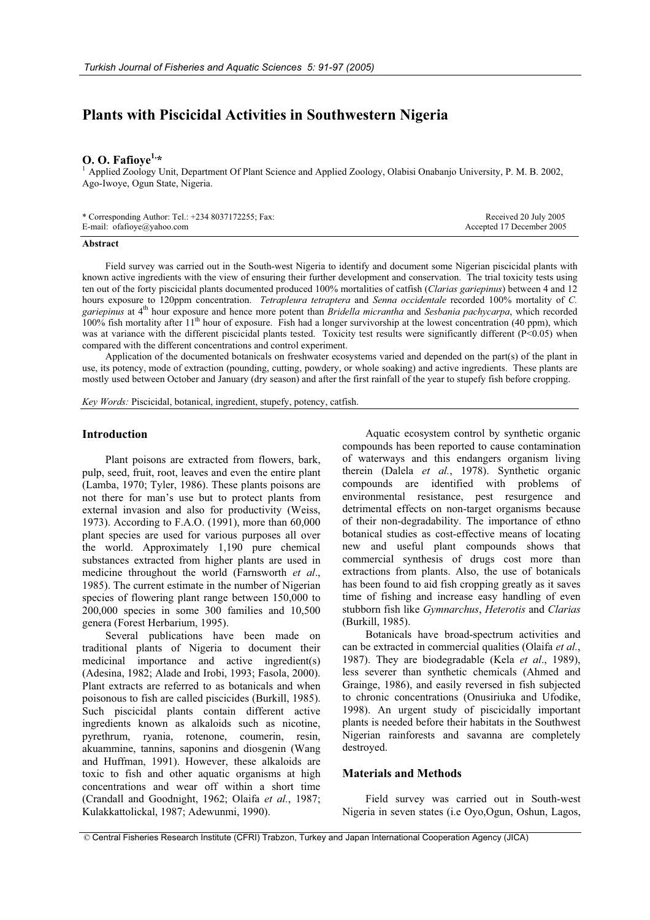# Plants with Piscicidal Activities in Southwestern Nigeria

**O. O. Fafioye[1,*]**

[1] Applied Zoology Unit, Department Of Plant Science and Applied Zoology, Olabisi Onabanjo University, P. M. B. 2002, Ago-Iwoye, Ogun State, Nigeria.

\* Corresponding Author: Tel.: +234 8037172255; Fax:
E-mail: ofafioye@yahoo.com

Received 20 July 2005
Accepted 17 December 2005

### Abstract

Field survey was carried out in the South-west Nigeria to identify and document some Nigerian piscicidal plants with known active ingredients with the view of ensuring their further development and conservation. The trial toxicity tests using ten out of the forty piscicidal plants documented produced 100% mortalities of catfish (*Clarias gariepinus*) between 4 and 12 hours exposure to 120ppm concentration. *Tetrapleura tetraptera* and *Senna occidentale* recorded 100% mortality of *C. gariepinus* at 4[th] hour exposure and hence more potent than *Bridella micrantha* and *Sesbania pachycarpa*, which recorded 100% fish mortality after 11[th] hour of exposure. Fish had a longer survivorship at the lowest concentration (40 ppm), which was at variance with the different piscicidal plants tested. Toxicity test results were significantly different ($P<0.05$) when compared with the different concentrations and control experiment.

Application of the documented botanicals on freshwater ecosystems varied and depended on the part(s) of the plant in use, its potency, mode of extraction (pounding, cutting, powdery, or whole soaking) and active ingredients. These plants are mostly used between October and January (dry season) and after the first rainfall of the year to stupefy fish before cropping.

*Key Words:* Piscicidal, botanical, ingredient, stupefy, potency, catfish.

## Introduction

Plant poisons are extracted from flowers, bark, pulp, seed, fruit, root, leaves and even the entire plant (Lamba, 1970; Tyler, 1986). These plants poisons are not there for man's use but to protect plants from external invasion and also for productivity (Weiss, 1973). According to F.A.O. (1991), more than 60,000 plant species are used for various purposes all over the world. Approximately 1,190 pure chemical substances extracted from higher plants are used in medicine throughout the world (Farnsworth *et al*., 1985). The current estimate in the number of Nigerian species of flowering plant range between 150,000 to 200,000 species in some 300 families and 10,500 genera (Forest Herbarium, 1995).

Several publications have been made on traditional plants of Nigeria to document their medicinal importance and active ingredient(s) (Adesina, 1982; Alade and Irobi, 1993; Fasola, 2000). Plant extracts are referred to as botanicals and when poisonous to fish are called piscicides (Burkill, 1985). Such piscicidal plants contain different active ingredients known as alkaloids such as nicotine, pyrethrum, ryania, rotenone, coumerin, resin, akuammine, tannins, saponins and diosgenin (Wang and Huffman, 1991). However, these alkaloids are toxic to fish and other aquatic organisms at high concentrations and wear off within a short time (Crandall and Goodnight, 1962; Olaifa *et al.*, 1987; Kulakkattolickal, 1987; Adewunmi, 1990).

Aquatic ecosystem control by synthetic organic compounds has been reported to cause contamination of waterways and this endangers organism living therein (Dalela *et al.*, 1978). Synthetic organic compounds are identified with problems of environmental resistance, pest resurgence and detrimental effects on non-target organisms because of their non-degradability. The importance of ethno botanical studies as cost-effective means of locating new and useful plant compounds shows that commercial synthesis of drugs cost more than extractions from plants. Also, the use of botanicals has been found to aid fish cropping greatly as it saves time of fishing and increase easy handling of even stubborn fish like *Gymnarchus*, *Heterotis* and *Clarias* (Burkill, 1985).

Botanicals have broad-spectrum activities and can be extracted in commercial qualities (Olaifa *et al.*, 1987). They are biodegradable (Kela *et al*., 1989), less severer than synthetic chemicals (Ahmed and Grainge, 1986), and easily reversed in fish subjected to chronic concentrations (Onusiriuka and Ufodike, 1998). An urgent study of piscicidally important plants is needed before their habitats in the Southwest Nigerian rainforests and savanna are completely destroyed.

## Materials and Methods

Field survey was carried out in South-west Nigeria in seven states (i.e Oyo,Ogun, Oshun, Lagos,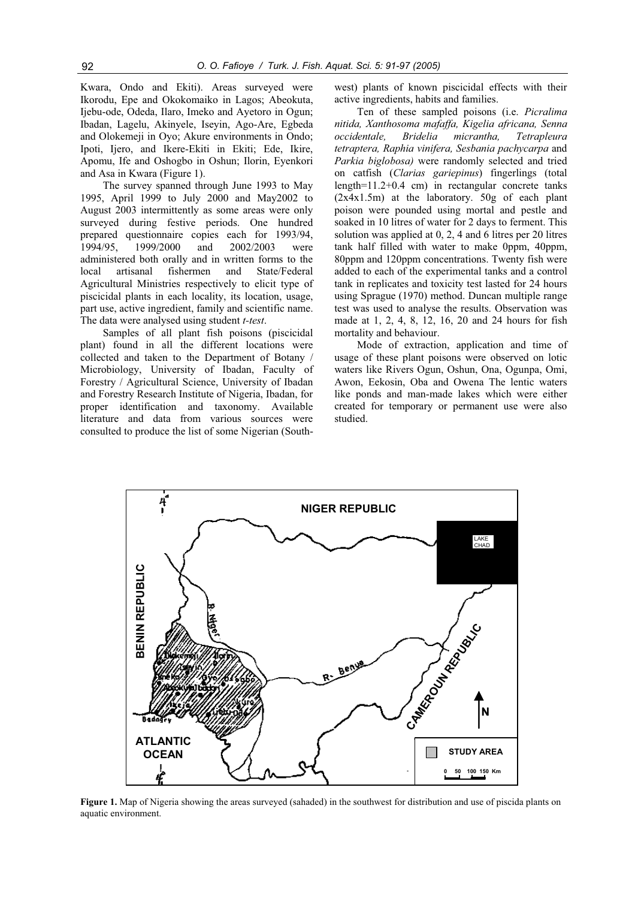Kwara, Ondo and Ekiti). Areas surveyed were Ikorodu, Epe and Okokomaiko in Lagos; Abeokuta, Ijebu-ode, Odeda, Ilaro, Imeko and Ayetoro in Ogun; Ibadan, Lagelu, Akinyele, Iseyin, Ago-Are, Egbeda and Olokemeji in Oyo; Akure environments in Ondo; Ipoti, Ijero, and Ikere-Ekiti in Ekiti; Ede, Ikire, Apomu, Ife and Oshogbo in Oshun; Ilorin, Eyenkori and Asa in Kwara (Figure 1).

The survey spanned through June 1993 to May 1995, April 1999 to July 2000 and May2002 to August 2003 intermittently as some areas were only surveyed during festive periods. One hundred prepared questionnaire copies each for 1993/94, 1994/95, 1999/2000 and 2002/2003 were administered both orally and in written forms to the local artisanal fishermen and State/Federal Agricultural Ministries respectively to elicit type of piscicidal plants in each locality, its location, usage, part use, active ingredient, family and scientific name. The data were analysed using student *t-test*.

Samples of all plant fish poisons (piscicidal plant) found in all the different locations were collected and taken to the Department of Botany / Microbiology, University of Ibadan, Faculty of Forestry / Agricultural Science, University of Ibadan and Forestry Research Institute of Nigeria, Ibadan, for proper identification and taxonomy. Available literature and data from various sources were consulted to produce the list of some Nigerian (South-west) plants of known piscicidal effects with their active ingredients, habits and families.

Ten of these sampled poisons (i.e. *Picralima nitida, Xanthosoma mafaffa, Kigelia africana, Senna occidentale, Bridelia micrantha, Tetrapleura tetraptera, Raphia vinifera, Sesbania pachycarpa* and *Parkia biglobosa)* were randomly selected and tried on catfish (*Clarias gariepinus*) fingerlings (total length=11.2+0.4 cm) in rectangular concrete tanks (2x4x1.5m) at the laboratory. 50g of each plant poison were pounded using mortal and pestle and soaked in 10 litres of water for 2 days to ferment. This solution was applied at 0, 2, 4 and 6 litres per 20 litres tank half filled with water to make 0ppm, 40ppm, 80ppm and 120ppm concentrations. Twenty fish were added to each of the experimental tanks and a control tank in replicates and toxicity test lasted for 24 hours using Sprague (1970) method. Duncan multiple range test was used to analyse the results. Observation was made at 1, 2, 4, 8, 12, 16, 20 and 24 hours for fish mortality and behaviour.

Mode of extraction, application and time of usage of these plant poisons were observed on lotic waters like Rivers Ogun, Oshun, Ona, Ogunpa, Omi, Awon, Eekosin, Oba and Owena The lentic waters like ponds and man-made lakes which were either created for temporary or permanent use were also studied.

**Figure 1.** Map of Nigeria showing the areas surveyed (sahaded) in the southwest for distribution and use of piscida plants on aquatic environment.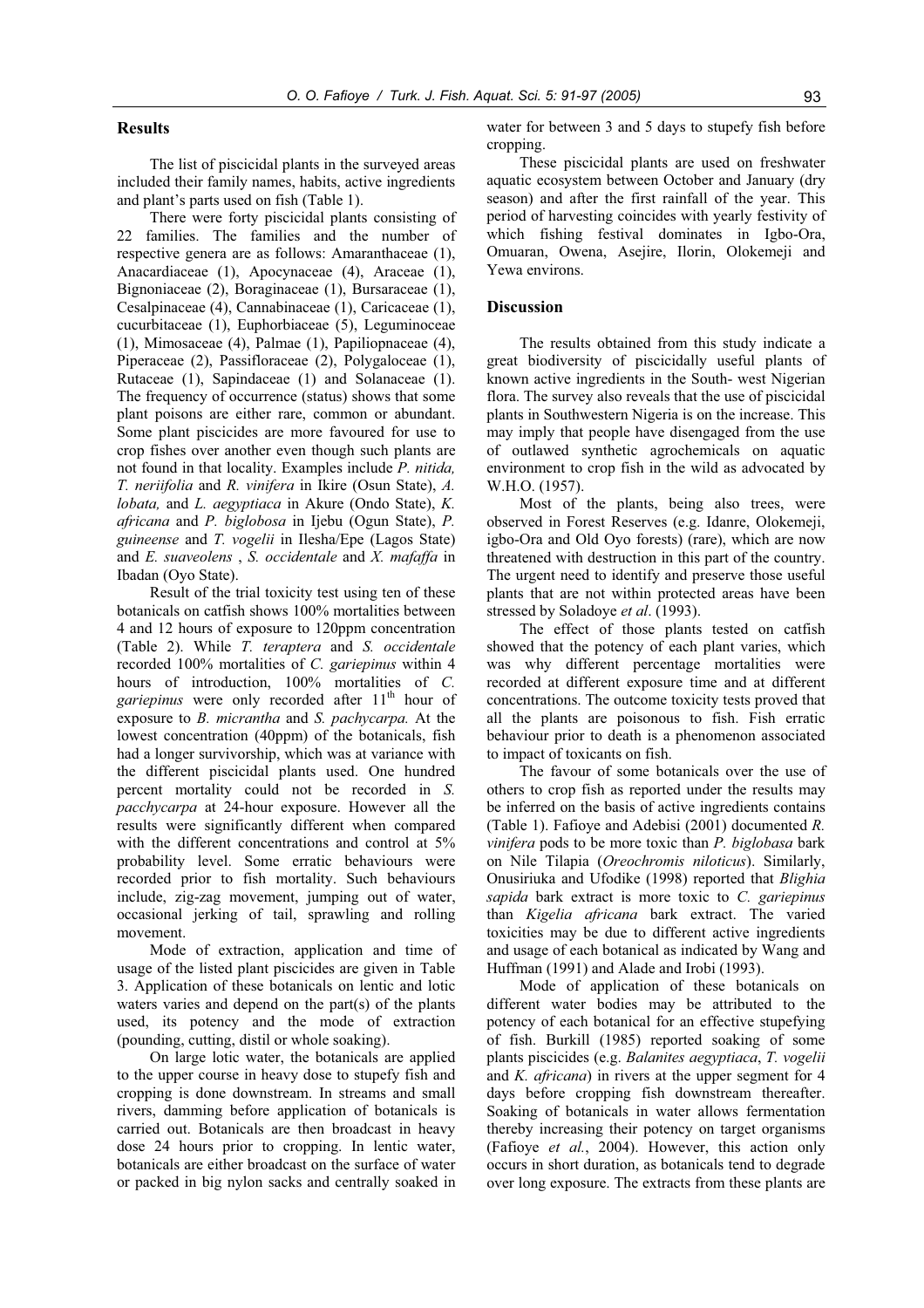## Results

The list of piscicidal plants in the surveyed areas included their family names, habits, active ingredients and plant's parts used on fish (Table 1).

There were forty piscicidal plants consisting of 22 families. The families and the number of respective genera are as follows: Amaranthaceae (1), Anacardiaceae (1), Apocynaceae (4), Araceae (1), Bignoniaceae (2), Boraginaceae (1), Bursaraceae (1), Cesalpinaceae (4), Cannabinaceae (1), Caricaceae (1), cucurbitaceae (1), Euphorbiaceae (5), Leguminoceae (1), Mimosaceae (4), Palmae (1), Papiliopnaceae (4), Piperaceae (2), Passifloraceae (2), Polygaloceae (1), Rutaceae (1), Sapindaceae (1) and Solanaceae (1). The frequency of occurrence (status) shows that some plant poisons are either rare, common or abundant. Some plant piscicides are more favoured for use to crop fishes over another even though such plants are not found in that locality. Examples include *P. nitida, T. neriifolia* and *R. vinifera* in Ikire (Osun State), *A. lobata,* and *L. aegyptiaca* in Akure (Ondo State), *K. africana* and *P. biglobosa* in Ijebu (Ogun State), *P. guineense* and *T. vogelii* in Ilesha/Epe (Lagos State) and *E. suaveolens* , *S. occidentale* and *X. mafaffa* in Ibadan (Oyo State).

Result of the trial toxicity test using ten of these botanicals on catfish shows 100% mortalities between 4 and 12 hours of exposure to 120ppm concentration (Table 2). While *T. teraptera* and *S. occidentale* recorded 100% mortalities of *C. gariepinus* within 4 hours of introduction, 100% mortalities of *C. gariepinus* were only recorded after 11th hour of exposure to *B. micrantha* and *S. pachycarpa.* At the lowest concentration (40ppm) of the botanicals, fish had a longer survivorship, which was at variance with the different piscicidal plants used. One hundred percent mortality could not be recorded in *S. pacchycarpa* at 24-hour exposure. However all the results were significantly different when compared with the different concentrations and control at 5% probability level. Some erratic behaviours were recorded prior to fish mortality. Such behaviours include, zig-zag movement, jumping out of water, occasional jerking of tail, sprawling and rolling movement.

Mode of extraction, application and time of usage of the listed plant piscicides are given in Table 3. Application of these botanicals on lentic and lotic waters varies and depend on the part(s) of the plants used, its potency and the mode of extraction (pounding, cutting, distil or whole soaking).

On large lotic water, the botanicals are applied to the upper course in heavy dose to stupefy fish and cropping is done downstream. In streams and small rivers, damming before application of botanicals is carried out. Botanicals are then broadcast in heavy dose 24 hours prior to cropping. In lentic water, botanicals are either broadcast on the surface of water or packed in big nylon sacks and centrally soaked in water for between 3 and 5 days to stupefy fish before cropping.

These piscicidal plants are used on freshwater aquatic ecosystem between October and January (dry season) and after the first rainfall of the year. This period of harvesting coincides with yearly festivity of which fishing festival dominates in Igbo-Ora, Omuaran, Owena, Asejire, Ilorin, Olokemeji and Yewa environs.

## Discussion

The results obtained from this study indicate a great biodiversity of piscicidally useful plants of known active ingredients in the South- west Nigerian flora. The survey also reveals that the use of piscicidal plants in Southwestern Nigeria is on the increase. This may imply that people have disengaged from the use of outlawed synthetic agrochemicals on aquatic environment to crop fish in the wild as advocated by W.H.O. (1957).

Most of the plants, being also trees, were observed in Forest Reserves (e.g. Idanre, Olokemeji, igbo-Ora and Old Oyo forests) (rare), which are now threatened with destruction in this part of the country. The urgent need to identify and preserve those useful plants that are not within protected areas have been stressed by Soladoye *et al*. (1993).

The effect of those plants tested on catfish showed that the potency of each plant varies, which was why different percentage mortalities were recorded at different exposure time and at different concentrations. The outcome toxicity tests proved that all the plants are poisonous to fish. Fish erratic behaviour prior to death is a phenomenon associated to impact of toxicants on fish.

The favour of some botanicals over the use of others to crop fish as reported under the results may be inferred on the basis of active ingredients contains (Table 1). Fafioye and Adebisi (2001) documented *R. vinifera* pods to be more toxic than *P. biglobasa* bark on Nile Tilapia (*Oreochromis niloticus*). Similarly, Onusiriuka and Ufodike (1998) reported that *Blighia sapida* bark extract is more toxic to *C. gariepinus* than *Kigelia africana* bark extract. The varied toxicities may be due to different active ingredients and usage of each botanical as indicated by Wang and Huffman (1991) and Alade and Irobi (1993).

Mode of application of these botanicals on different water bodies may be attributed to the potency of each botanical for an effective stupefying of fish. Burkill (1985) reported soaking of some plants piscicides (e.g. *Balanites aegyptiaca*, *T. vogelii* and *K. africana*) in rivers at the upper segment for 4 days before cropping fish downstream thereafter. Soaking of botanicals in water allows fermentation thereby increasing their potency on target organisms (Fafioye *et al.*, 2004). However, this action only occurs in short duration, as botanicals tend to degrade over long exposure. The extracts from these plants are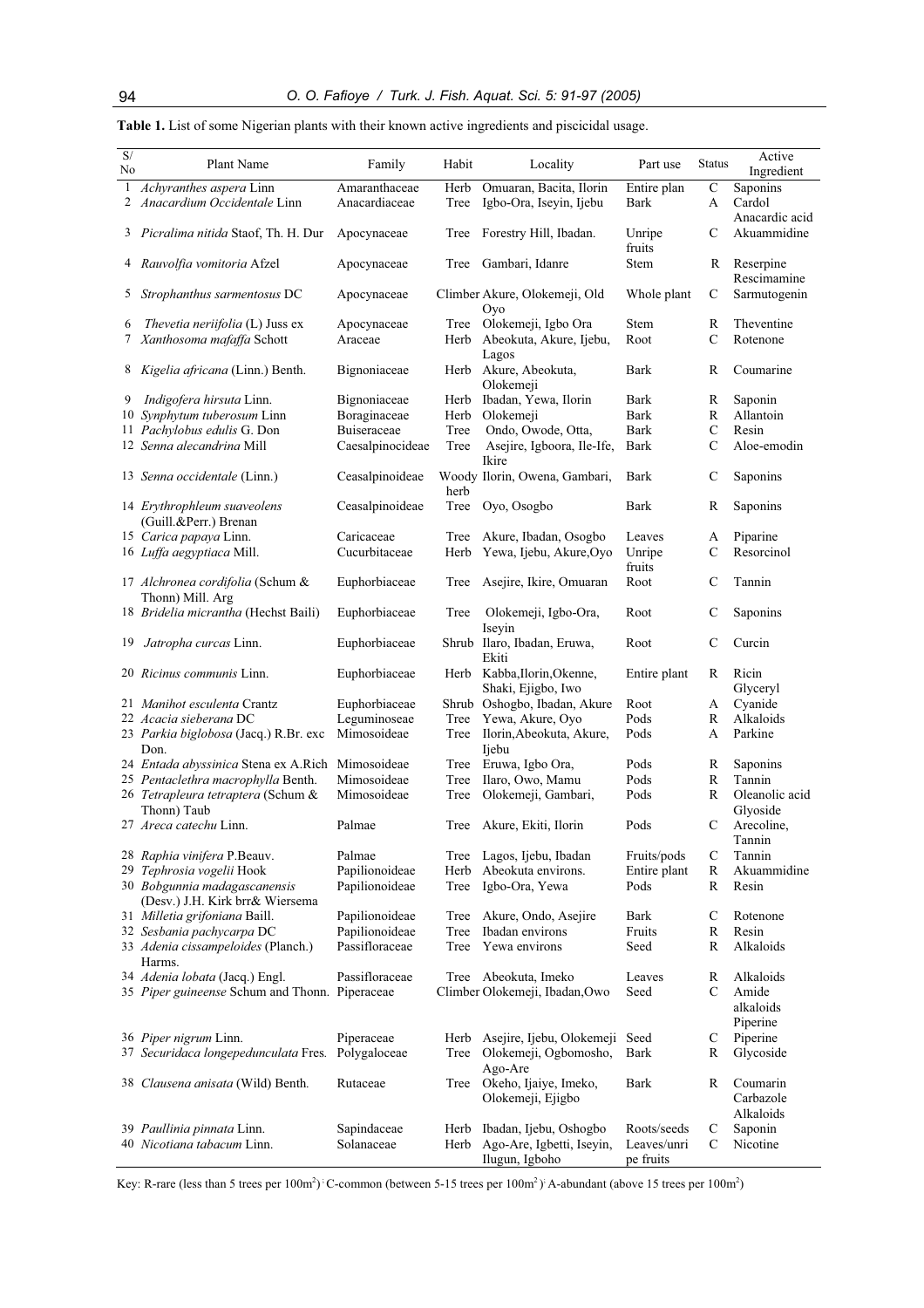**Table 1.** List of some Nigerian plants with their known active ingredients and piscicidal usage.

| S/No | Plant Name | Family | Habit | Locality | Part use | Status | Active Ingredient |
|---|---|---|---|---|---|---|---|
| 1 | *Achyranthes aspera* Linn | Amaranthaceae | Herb | Omuaran, Bacita, Ilorin | Entire plan | C | Saponins |
| 2 | *Anacardium Occidentale* Linn | Anacardiaceae | Tree | Igbo-Ora, Iseyin, Ijebu | Bark | A | Cardol Anacardic acid |
| 3 | *Picralima nitida* Staof, Th. H. Dur | Apocynaceae | Tree | Forestry Hill, Ibadan. | Unripe fruits | C | Akuammidine |
| 4 | *Rauvolfia vomitoria* Afzel | Apocynaceae | Tree | Gambari, Idanre | Stem | R | Reserpine Rescimamine |
| 5 | *Strophanthus sarmentosus* DC | Apocynaceae | Climber | Akure, Olokemeji, Old Oyo | Whole plant | C | Sarmutogenin |
| 6 | *Thevetia neriifolia* (L) Juss ex | Apocynaceae | Tree | Olokemeji, Igbo Ora | Stem | R | Theventine |
| 7 | *Xanthosoma mafaffa* Schott | Araceae | Herb | Abeokuta, Akure, Ijebu, Lagos | Root | C | Rotenone |
| 8 | *Kigelia africana* (Linn.) Benth. | Bignoniaceae | Herb | Akure, Abeokuta, Olokemeji | Bark | R | Coumarine |
| 9 | *Indigofera hirsuta* Linn. | Bignoniaceae | Herb | Ibadan, Yewa, Ilorin | Bark | R | Saponin |
| 10 | *Synphytum tuberosum* Linn | Boraginaceae | Herb | Olokemeji | Bark | R | Allantoin |
| 11 | *Pachylobus edulis* G. Don | Buiseraceae | Tree | Ondo, Owode, Otta, | Bark | C | Resin |
| 12 | *Senna alecandrina* Mill | Caesalpinocideae | Tree | Asejire, Igboora, Ile-Ife, Ikire | Bark | C | Aloe-emodin |
| 13 | *Senna occidentale* (Linn.) | Ceasalpinoideae | Woody herb | Ilorin, Owena, Gambari, | Bark | C | Saponins |
| 14 | *Erythrophleum suaveolens* (Guill.&Perr.) Brenan | Ceasalpinoideae | Tree | Oyo, Osogbo | Bark | R | Saponins |
| 15 | *Carica papaya* Linn. | Caricaceae | Tree | Akure, Ibadan, Osogbo | Leaves | A | Piparine |
| 16 | *Luffa aegyptiaca* Mill. | Cucurbitaceae | Herb | Yewa, Ijebu, Akure,Oyo | Unripe fruits | C | Resorcinol |
| 17 | *Alchronea cordifolia* (Schum & Thonn) Mill. Arg | Euphorbiaceae | Tree | Asejire, Ikire, Omuaran | Root | C | Tannin |
| 18 | *Bridelia micrantha* (Hechst Baili) | Euphorbiaceae | Tree | Olokemeji, Igbo-Ora, Iseyin | Root | C | Saponins |
| 19 | *Jatropha curcas* Linn. | Euphorbiaceae | Shrub | Ilaro, Ibadan, Eruwa, Ekiti | Root | C | Curcin |
| 20 | *Ricinus communis* Linn. | Euphorbiaceae | Herb | Kabba,Ilorin,Okenne, Shaki, Ejigbo, Iwo | Entire plant | R | Ricin Glyceryl |
| 21 | *Manihot esculenta* Crantz | Euphorbiaceae | Shrub | Oshogbo, Ibadan, Akure | Root | A | Cyanide |
| 22 | *Acacia sieberana* DC | Leguminoseae | Tree | Yewa, Akure, Oyo | Pods | R | Alkaloids |
| 23 | *Parkia biglobosa* (Jacq.) R.Br. exc Don. | Mimosoideae | Tree | Ilorin,Abeokuta, Akure, Ijebu | Pods | A | Parkine |
| 24 | *Entada abyssinica* Stena ex A.Rich | Mimosoideae | Tree | Eruwa, Igbo Ora, | Pods | R | Saponins |
| 25 | *Pentaclethra macrophylla* Benth. | Mimosoideae | Tree | Ilaro, Owo, Mamu | Pods | R | Tannin |
| 26 | *Tetrapleura tetraptera* (Schum & Thonn) Taub | Mimosoideae | Tree | Olokemeji, Gambari, | Pods | R | Oleanolic acid Glyoside |
| 27 | *Areca catechu* Linn. | Palmae | Tree | Akure, Ekiti, Ilorin | Pods | C | Arecoline, Tannin |
| 28 | *Raphia vinifera* P.Beauv. | Palmae | Tree | Lagos, Ijebu, Ibadan | Fruits/pods | C | Tannin |
| 29 | *Tephrosia vogelii* Hook | Papilionoideae | Herb | Abeokuta environs. | Entire plant | R | Akuammidine |
| 30 | *Bobgunnia madagascanensis* (Desv.) J.H. Kirk brr& Wiersema | Papilionoideae | Tree | Igbo-Ora, Yewa | Pods | R | Resin |
| 31 | *Milletia grifoniana* Baill. | Papilionoideae | Tree | Akure, Ondo, Asejire | Bark | C | Rotenone |
| 32 | *Sesbania pachycarpa* DC | Papilionoideae | Tree | Ibadan environs | Fruits | R | Resin |
| 33 | *Adenia cissampeloides* (Planch.) Harms. | Passifloraceae | Tree | Yewa environs | Seed | R | Alkaloids |
| 34 | *Adenia lobata* (Jacq.) Engl. | Passifloraceae | Tree | Abeokuta, Imeko | Leaves | R | Alkaloids |
| 35 | *Piper guineense* Schum and Thonn. | Piperaceae | Climber | Olokemeji, Ibadan,Owo | Seed | C | Amide alkaloids Piperine |
| 36 | *Piper nigrum* Linn. | Piperaceae | Herb | Asejire, Ijebu, Olokemeji | Seed | C | Piperine |
| 37 | *Securidaca longepedunculata* Fres. | Polygaloceae | Tree | Olokemeji, Ogbomosho, Ago-Are | Bark | R | Glycoside |
| 38 | *Clausena anisata* (Wild) Benth. | Rutaceae | Tree | Okeho, Ijaiye, Imeko, Olokemeji, Ejigbo | Bark | R | Coumarin Carbazole Alkaloids |
| 39 | *Paullinia pinnata* Linn. | Sapindaceae | Herb | Ibadan, Ijebu, Oshogbo | Roots/seeds | C | Saponin |
| 40 | *Nicotiana tabacum* Linn. | Solanaceae | Herb | Ago-Are, Igbetti, Iseyin, Ilugun, Igboho | Leaves/unripe fruits | C | Nicotine |

Key: R-rare (less than 5 trees per $100m^2$); C-common (between 5-15 trees per $100m^2$); A-abundant (above 15 trees per $100m^2$)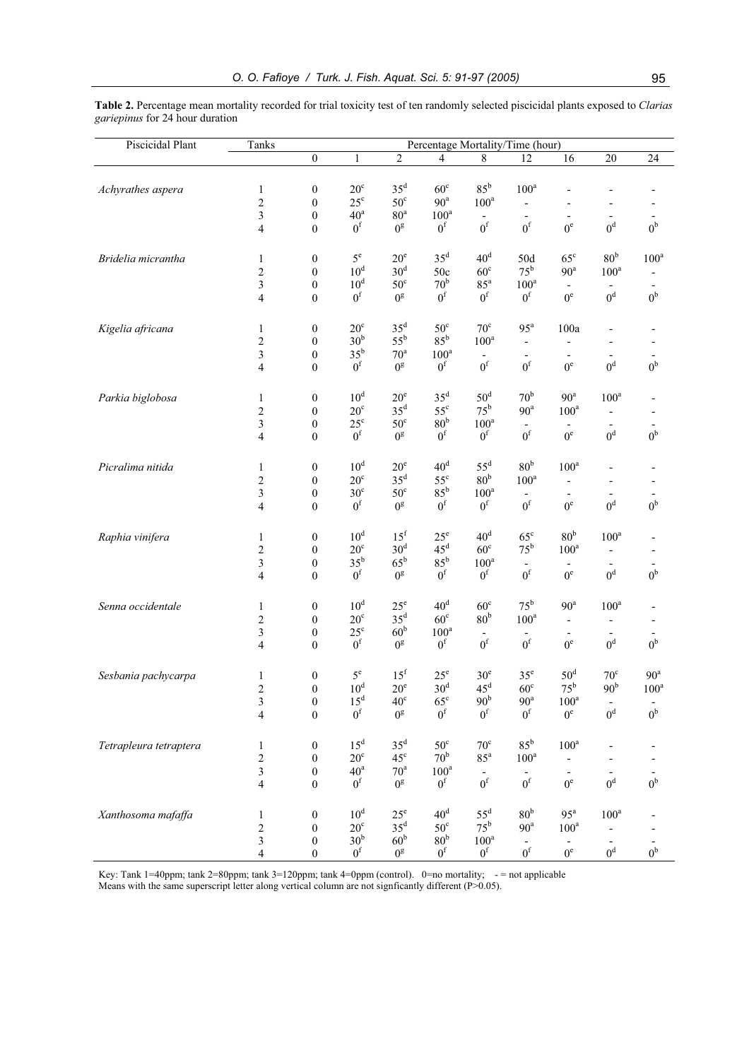**Table 2.** Percentage mean mortality recorded for trial toxicity test of ten randomly selected piscicidal plants exposed to *Clarias gariepinus* for 24 hour duration

| Piscicidal Plant | Tanks | Percentage Mortality/Time (hour) | | | | | | | | |
|---|---|---|---|---|---|---|---|---|---|---|
| | | 0 | 1 | 2 | 4 | 8 | 12 | 16 | 20 | 24 |
| *Achyrathes aspera* | 1 | 0 | 20$^{c}$ | 35$^{d}$ | 60$^{c}$ | 85$^{b}$ | 100$^{a}$ | - | - | - |
| | 2 | 0 | 25$^{c}$ | 50$^{c}$ | 90$^{a}$ | 100$^{a}$ | - | - | - | - |
| | 3 | 0 | 40$^{a}$ | 80$^{a}$ | 100$^{a}$ | - | - | - | - | - |
| | 4 | 0 | 0$^{f}$ | 0$^{g}$ | 0$^{f}$ | 0$^{f}$ | 0$^{f}$ | 0$^{e}$ | 0$^{d}$ | 0$^{b}$ |
| *Bridelia micrantha* | 1 | 0 | 5$^{e}$ | 20$^{e}$ | 35$^{d}$ | 40$^{d}$ | 50d | 65$^{c}$ | 80$^{b}$ | 100$^{a}$ |
| | 2 | 0 | 10$^{d}$ | 30$^{d}$ | 50c | 60$^{c}$ | 75$^{b}$ | 90$^{a}$ | 100$^{a}$ | - |
| | 3 | 0 | 10$^{d}$ | 50$^{c}$ | 70$^{b}$ | 85$^{a}$ | 100$^{a}$ | - | - | - |
| | 4 | 0 | 0$^{f}$ | 0$^{g}$ | 0$^{f}$ | 0$^{f}$ | 0$^{f}$ | 0$^{e}$ | 0$^{d}$ | 0$^{b}$ |
| *Kigelia africana* | 1 | 0 | 20$^{c}$ | 35$^{d}$ | 50$^{c}$ | 70$^{c}$ | 95$^{a}$ | 100a | - | - |
| | 2 | 0 | 30$^{b}$ | 55$^{b}$ | 85$^{b}$ | 100$^{a}$ | - | - | - | - |
| | 3 | 0 | 35$^{b}$ | 70$^{a}$ | 100$^{a}$ | - | - | - | - | - |
| | 4 | 0 | 0$^{f}$ | 0$^{g}$ | 0$^{f}$ | 0$^{f}$ | 0$^{f}$ | 0$^{e}$ | 0$^{d}$ | 0$^{b}$ |
| *Parkia biglobosa* | 1 | 0 | 10$^{d}$ | 20$^{e}$ | 35$^{d}$ | 50$^{d}$ | 70$^{b}$ | 90$^{a}$ | 100$^{a}$ | - |
| | 2 | 0 | 20$^{c}$ | 35$^{d}$ | 55$^{c}$ | 75$^{b}$ | 90$^{a}$ | 100$^{a}$ | - | - |
| | 3 | 0 | 25$^{c}$ | 50$^{c}$ | 80$^{b}$ | 100$^{a}$ | - | - | - | - |
| | 4 | 0 | 0$^{f}$ | 0$^{g}$ | 0$^{f}$ | 0$^{f}$ | 0$^{f}$ | 0$^{e}$ | 0$^{d}$ | 0$^{b}$ |
| *Picralima nitida* | 1 | 0 | 10$^{d}$ | 20$^{e}$ | 40$^{d}$ | 55$^{d}$ | 80$^{b}$ | 100$^{a}$ | - | - |
| | 2 | 0 | 20$^{c}$ | 35$^{d}$ | 55$^{c}$ | 80$^{b}$ | 100$^{a}$ | - | - | - |
| | 3 | 0 | 30$^{c}$ | 50$^{c}$ | 85$^{b}$ | 100$^{a}$ | - | - | - | - |
| | 4 | 0 | 0$^{f}$ | 0$^{g}$ | 0$^{f}$ | 0$^{f}$ | 0$^{f}$ | 0$^{e}$ | 0$^{d}$ | 0$^{b}$ |
| *Raphia vinifera* | 1 | 0 | 10$^{d}$ | 15$^{f}$ | 25$^{e}$ | 40$^{d}$ | 65$^{c}$ | 80$^{b}$ | 100$^{a}$ | - |
| | 2 | 0 | 20$^{c}$ | 30$^{d}$ | 45$^{d}$ | 60$^{c}$ | 75$^{b}$ | 100$^{a}$ | - | - |
| | 3 | 0 | 35$^{b}$ | 65$^{b}$ | 85$^{b}$ | 100$^{a}$ | - | - | - | - |
| | 4 | 0 | 0$^{f}$ | 0$^{g}$ | 0$^{f}$ | 0$^{f}$ | 0$^{f}$ | 0$^{e}$ | 0$^{d}$ | 0$^{b}$ |
| *Senna occidentale* | 1 | 0 | 10$^{d}$ | 25$^{e}$ | 40$^{d}$ | 60$^{c}$ | 75$^{b}$ | 90$^{a}$ | 100$^{a}$ | - |
| | 2 | 0 | 20$^{c}$ | 35$^{d}$ | 60$^{c}$ | 80$^{b}$ | 100$^{a}$ | - | - | - |
| | 3 | 0 | 25$^{c}$ | 60$^{b}$ | 100$^{a}$ | - | - | - | - | - |
| | 4 | 0 | 0$^{f}$ | 0$^{g}$ | 0$^{f}$ | 0$^{f}$ | 0$^{f}$ | 0$^{e}$ | 0$^{d}$ | 0$^{b}$ |
| *Sesbania pachycarpa* | 1 | 0 | 5$^{e}$ | 15$^{f}$ | 25$^{e}$ | 30$^{e}$ | 35$^{e}$ | 50$^{d}$ | 70$^{c}$ | 90$^{a}$ |
| | 2 | 0 | 10$^{d}$ | 20$^{e}$ | 30$^{d}$ | 45$^{d}$ | 60$^{c}$ | 75$^{b}$ | 90$^{b}$ | 100$^{a}$ |
| | 3 | 0 | 15$^{d}$ | 40$^{c}$ | 65$^{c}$ | 90$^{b}$ | 90$^{a}$ | 100$^{a}$ | - | - |
| | 4 | 0 | 0$^{f}$ | 0$^{g}$ | 0$^{f}$ | 0$^{f}$ | 0$^{f}$ | 0$^{e}$ | 0$^{d}$ | 0$^{b}$ |
| *Tetrapleura tetraptera* | 1 | 0 | 15$^{d}$ | 35$^{d}$ | 50$^{c}$ | 70$^{c}$ | 85$^{b}$ | 100$^{a}$ | - | - |
| | 2 | 0 | 20$^{c}$ | 45$^{c}$ | 70$^{b}$ | 85$^{a}$ | 100$^{a}$ | - | - | - |
| | 3 | 0 | 40$^{a}$ | 70$^{a}$ | 100$^{a}$ | - | - | - | - | - |
| | 4 | 0 | 0$^{f}$ | 0$^{g}$ | 0$^{f}$ | 0$^{f}$ | 0$^{f}$ | 0$^{e}$ | 0$^{d}$ | 0$^{b}$ |
| *Xanthosoma mafaffa* | 1 | 0 | 10$^{d}$ | 25$^{e}$ | 40$^{d}$ | 55$^{d}$ | 80$^{b}$ | 95$^{a}$ | 100$^{a}$ | - |
| | 2 | 0 | 20$^{c}$ | 35$^{d}$ | 50$^{c}$ | 75$^{b}$ | 90$^{a}$ | 100$^{a}$ | - | - |
| | 3 | 0 | 30$^{b}$ | 60$^{b}$ | 80$^{b}$ | 100$^{a}$ | - | - | - | - |
| | 4 | 0 | 0$^{f}$ | 0$^{g}$ | 0$^{f}$ | 0$^{f}$ | 0$^{f}$ | 0$^{e}$ | 0$^{d}$ | 0$^{b}$ |

Key: Tank 1=40ppm; tank 2=80ppm; tank 3=120ppm; tank 4=0ppm (control). 0=no mortality; - = not applicable
Means with the same superscript letter along vertical column are not signficantly different (P>0.05).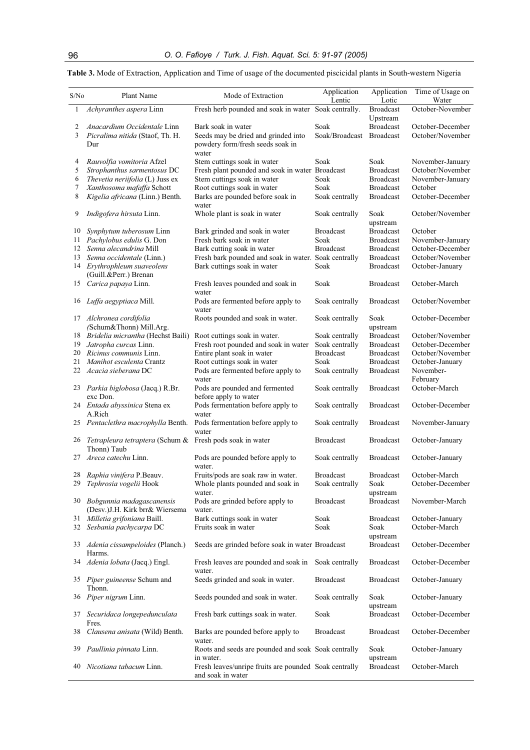**Table 3.** Mode of Extraction, Application and Time of usage of the documented piscicidal plants in South-western Nigeria

| S/No | Plant Name | Mode of Extraction | Application Lentic | Application Lotic | Time of Usage on Water |
|---|---|---|---|---|---|
| 1 | *Achyranthes aspera* Linn | Fresh herb pounded and soak in water | Soak centrally. | Broadcast Upstream | October-November |
| 2 | *Anacardium Occidentale* Linn | Bark soak in water | Soak | Broadcast | October-December |
| 3 | *Picralima nitida* (Staof, Th. H. Dur | Seeds may be dried and grinded into powdery form/fresh seeds soak in water | Soak/Broadcast | Broadcast | October/November |
| 4 | *Rauvolfia vomitoria* Afzel | Stem cuttings soak in water | Soak | Soak | November-January |
| 5 | *Strophanthus sarmentosus* DC | Fresh plant pounded and soak in water | Broadcast | Broadcast | October/November |
| 6 | *Thevetia neriifolia* (L) Juss ex | Stem cuttings soak in water | Soak | Broadcast | November-January |
| 7 | *Xanthosoma mafaffa* Schott | Root cuttings soak in water | Soak | Broadcast | October |
| 8 | *Kigelia africana* (Linn.) Benth. | Barks are pounded before soak in water | Soak centrally | Broadcast | October-December |
| 9 | *Indigofera hirsuta* Linn. | Whole plant is soak in water | Soak centrally | Soak upstream | October/November |
| 10 | *Synphytum tuberosum* Linn | Bark grinded and soak in water | Broadcast | Broadcast | October |
| 11 | *Pachylobus edulis* G. Don | Fresh bark soak in water | Soak | Broadcast | November-January |
| 12 | *Senna alecandrina* Mill | Bark cutting soak in water | Broadcast | Broadcast | October-December |
| 13 | *Senna occidentale* (Linn.) | Fresh bark pounded and soak in water. | Soak centrally | Broadcast | October/November |
| 14 | *Erythrophleum suaveolens* (Guill.&Perr.) Brenan | Bark cuttings soak in water | Soak | Broadcast | October-January |
| 15 | *Carica papaya* Linn. | Fresh leaves pounded and soak in water | Soak | Broadcast | October-March |
| 16 | *Luffa aegyptiaca* Mill. | Pods are fermented before apply to water | Soak centrally | Broadcast | October/November |
| 17 | *Alchronea cordifolia (*Schum&Thonn) Mill.Arg. | Roots pounded and soak in water. | Soak centrally | Soak upstream | October-December |
| 18 | *Bridelia micrantha* (Hechst Baili) | Root cuttings soak in water. | Soak centrally | Broadcast | October/November |
| 19 | *Jatropha curcas* Linn. | Fresh root pounded and soak in water | Soak centrally | Broadcast | October-December |
| 20 | *Ricinus communis* Linn. | Entire plant soak in water | Broadcast | Broadcast | October/November |
| 21 | *Manihot esculenta* Crantz | Root cuttings soak in water | Soak | Broadcast | October-January |
| 22 | *Acacia sieberana* DC | Pods are fermented before apply to water | Soak centrally | Broadcast | November-February |
| 23 | *Parkia biglobosa* (Jacq.) R.Br. exc Don. | Pods are pounded and fermented before apply to water | Soak centrally | Broadcast | October-March |
| 24 | *Entada abyssinica* Stena ex A.Rich | Pods fermentation before apply to water | Soak centrally | Broadcast | October-December |
| 25 | *Pentaclethra macrophylla* Benth. | Pods fermentation before apply to water | Soak centrally | Broadcast | November-January |
| 26 | *Tetrapleura tetraptera* (Schum & Thonn) Taub | Fresh pods soak in water | Broadcast | Broadcast | October-January |
| 27 | *Areca catechu* Linn. | Pods are pounded before apply to water. | Soak centrally | Broadcast | October-January |
| 28 | *Raphia vinifera* P.Beauv. | Fruits/pods are soak raw in water. | Broadcast | Broadcast | October-March |
| 29 | *Tephrosia vogelii* Hook | Whole plants pounded and soak in water. | Soak centrally | Soak upstream | October-December |
| 30 | *Bobgunnia madagascanensis* (Desv.)J.H. Kirk brr& Wiersema | Pods are grinded before apply to water. | Broadcast | Broadcast | November-March |
| 31 | *Milletia grifoniana* Baill. | Bark cuttings soak in water | Soak | Broadcast | October-January |
| 32 | *Sesbania pachycarpa* DC | Fruits soak in water | Soak | Soak upstream | October-March |
| 33 | *Adenia cissampeloides* (Planch.) Harms. | Seeds are grinded before soak in water | Broadcast | Broadcast | October-December |
| 34 | *Adenia lobata* (Jacq.) Engl. | Fresh leaves are pounded and soak in water. | Soak centrally | Broadcast | October-December |
| 35 | *Piper guineense* Schum and Thonn. | Seeds grinded and soak in water. | Broadcast | Broadcast | October-January |
| 36 | *Piper nigrum* Linn. | Seeds pounded and soak in water. | Soak centrally | Soak upstream | October-January |
| 37 | *Securidaca longepedunculata* Fres*.* | Fresh bark cuttings soak in water. | Soak | Broadcast | October-December |
| 38 | *Clausena anisata* (Wild) Benth. | Barks are pounded before apply to water. | Broadcast | Broadcast | October-December |
| 39 | *Paullinia pinnata* Linn. | Roots and seeds are pounded and soak in water. | Soak centrally | Soak upstream | October-January |
| 40 | *Nicotiana tabacum* Linn. | Fresh leaves/unripe fruits are pounded and soak in water | Soak centrally | Broadcast | October-March |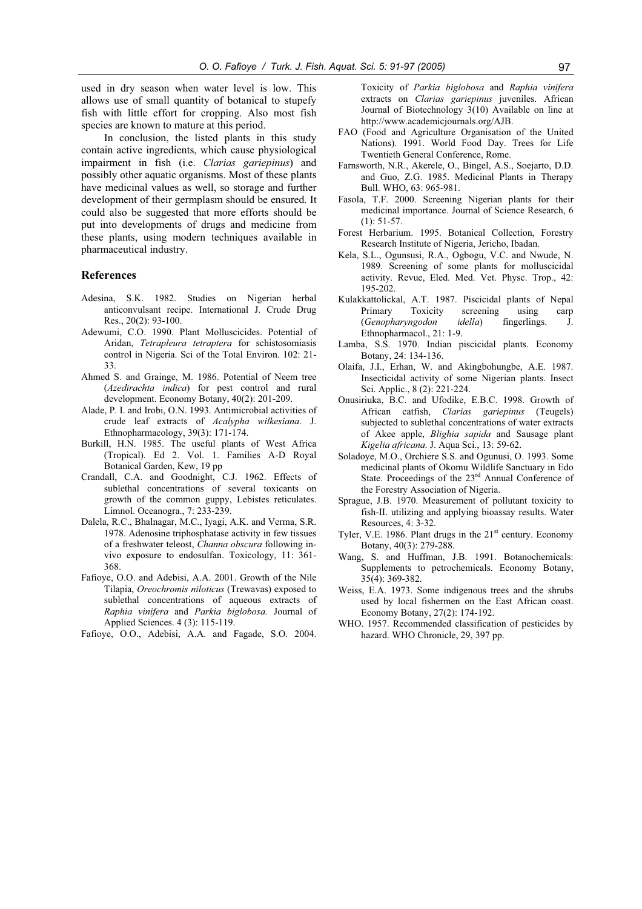used in dry season when water level is low. This allows use of small quantity of botanical to stupefy fish with little effort for cropping. Also most fish species are known to mature at this period.

In conclusion, the listed plants in this study contain active ingredients, which cause physiological impairment in fish (i.e. *Clarias gariepinus*) and possibly other aquatic organisms. Most of these plants have medicinal values as well, so storage and further development of their germplasm should be ensured. It could also be suggested that more efforts should be put into developments of drugs and medicine from these plants, using modern techniques available in pharmaceutical industry.

## References

Adesina, S.K. 1982. Studies on Nigerian herbal anticonvulsant recipe. International J. Crude Drug Res., 20(2): 93-100.

Adewumi, C.O. 1990. Plant Molluscicides. Potential of Aridan, *Tetrapleura tetraptera* for schistosomiasis control in Nigeria. Sci of the Total Environ. 102: 21-33.

Ahmed S. and Grainge, M. 1986. Potential of Neem tree (*Azedirachta indica*) for pest control and rural development. Economy Botany, 40(2): 201-209.

Alade, P. I. and Irobi, O.N. 1993. Antimicrobial activities of crude leaf extracts of *Acalypha wilkesiana*. J. Ethnopharmacology, 39(3): 171-174.

Burkill, H.N. 1985. The useful plants of West Africa (Tropical). Ed 2. Vol. 1. Families A-D Royal Botanical Garden, Kew, 19 pp

Crandall, C.A. and Goodnight, C.J. 1962. Effects of sublethal concentrations of several toxicants on growth of the common guppy, Lebistes reticulates. Limnol. Oceanogra., 7: 233-239.

Dalela, R.C., Bhalnagar, M.C., Iyagi, A.K. and Verma, S.R. 1978. Adenosine triphosphatase activity in few tissues of a freshwater teleost, *Channa obscura* following in-vivo exposure to endosulfan. Toxicology, 11: 361-368.

Fafioye, O.O. and Adebisi, A.A. 2001. Growth of the Nile Tilapia, *Oreochromis niloticus* (Trewavas) exposed to sublethal concentrations of aqueous extracts of *Raphia vinifera* and *Parkia biglobosa.* Journal of Applied Sciences. 4 (3): 115-119.

Fafioye, O.O., Adebisi, A.A. and Fagade, S.O. 2004. Toxicity of *Parkia biglobosa* and *Raphia vinifera* extracts on *Clarias gariepinus* juveniles. African Journal of Biotechnology 3(10) Available on line at http://www.academicjournals.org/AJB.

FAO (Food and Agriculture Organisation of the United Nations). 1991. World Food Day. Trees for Life Twentieth General Conference, Rome.

Farnsworth, N.R., Akerele, O., Bingel, A.S., Soejarto, D.D. and Guo, Z.G. 1985. Medicinal Plants in Therapy Bull. WHO, 63: 965-981.

Fasola, T.F. 2000. Screening Nigerian plants for their medicinal importance. Journal of Science Research, 6 (1): 51-57.

Forest Herbarium. 1995. Botanical Collection, Forestry Research Institute of Nigeria, Jericho, Ibadan.

Kela, S.L., Ogunsusi, R.A., Ogbogu, V.C. and Nwude, N. 1989. Screening of some plants for molluscicidal activity. Revue, Eled. Med. Vet. Physc. Trop., 42: 195-202.

Kulakkattolickal, A.T. 1987. Piscicidal plants of Nepal Primary Toxicity screening using carp (*Genopharyngodon idella*) fingerlings. J. Ethnopharmacol., 21: 1-9.

Lamba, S.S. 1970. Indian piscicidal plants. Economy Botany, 24: 134-136.

Olaifa, J.I., Erhan, W. and Akingbohungbe, A.E. 1987. Insecticidal activity of some Nigerian plants. Insect Sci. Applic., 8 (2): 221-224.

Onusiriuka, B.C. and Ufodike, E.B.C. 1998. Growth of African catfish, *Clarias gariepinus* (Teugels) subjected to sublethal concentrations of water extracts of Akee apple, *Blighia sapida* and Sausage plant *Kigelia africana*. J. Aqua Sci., 13: 59-62.

Soladoye, M.O., Orchiere S.S. and Ogunusi, O. 1993. Some medicinal plants of Okomu Wildlife Sanctuary in Edo State. Proceedings of the 23rd Annual Conference of the Forestry Association of Nigeria.

Sprague, J.B. 1970. Measurement of pollutant toxicity to fish-II. utilizing and applying bioassay results. Water Resources, 4: 3-32.

Tyler, V.E. 1986. Plant drugs in the 21st century. Economy Botany, 40(3): 279-288.

Wang, S. and Huffman, J.B. 1991. Botanochemicals: Supplements to petrochemicals. Economy Botany, 35(4): 369-382.

Weiss, E.A. 1973. Some indigenous trees and the shrubs used by local fishermen on the East African coast. Economy Botany, 27(2): 174-192.

WHO. 1957. Recommended classification of pesticides by hazard. WHO Chronicle, 29, 397 pp.